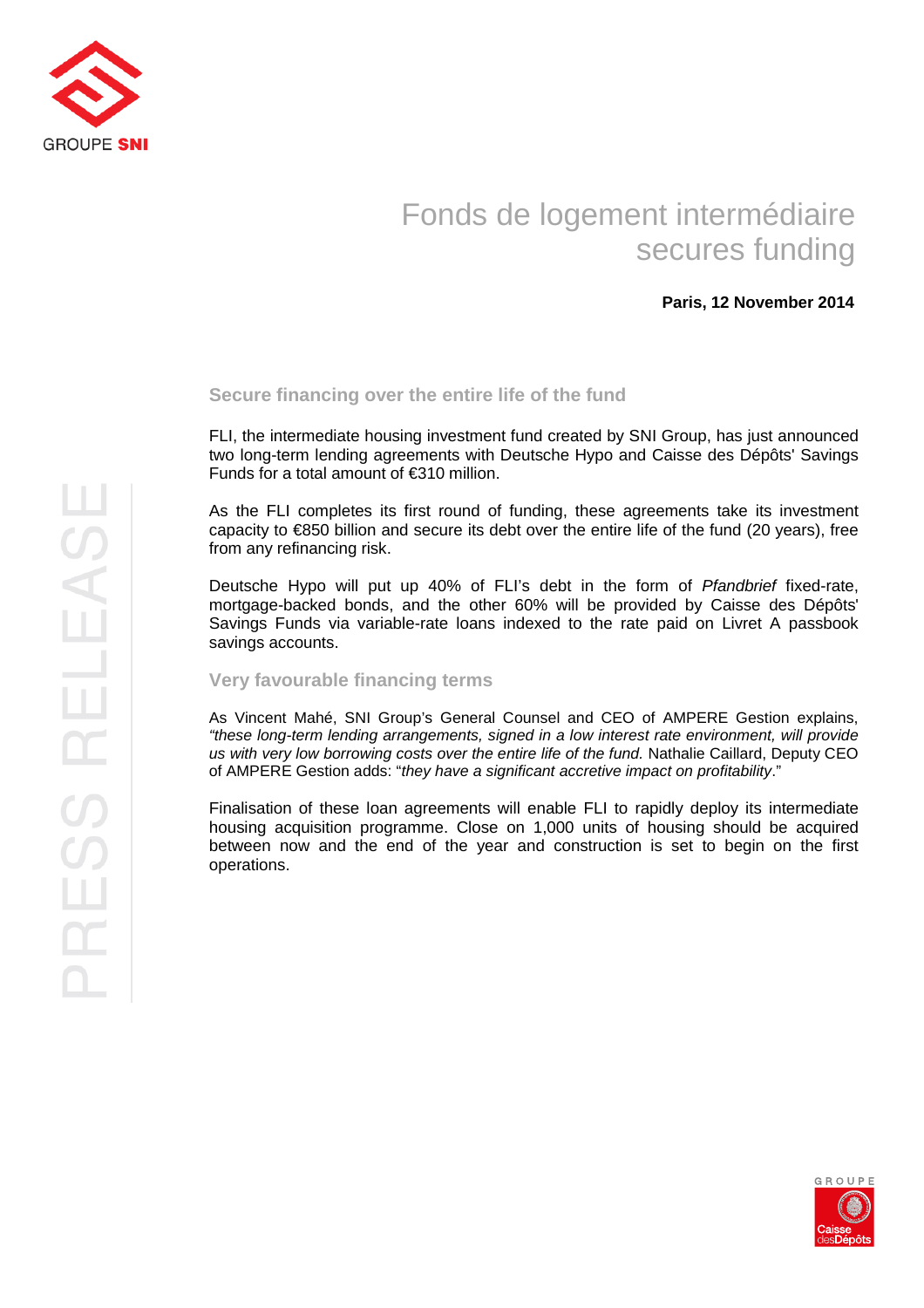# Fonds de logement intermédiaire secures funding

**Paris, 12 November 2014**

PRESS RELEASE

## Secure financing over the entire life of the fund

FLI, the intermediate housing investment fund created by SNI Group, has just announced two long-term lending agreements with Deutsche Hypo and Caisse des Dépôts' Savings Funds for a total amount of €310 million.

As the FLI completes its first round of funding, these agreements take its investment capacity to €850 billion and secure its debt over the entire life of the fund (20 years), free from any refinancing risk.

Deutsche Hypo will put up 40% of FLI's debt in the form of *Pfandbrief* fixed-rate, mortgage-backed bonds, and the other 60% will be provided by Caisse des Dépôts' Savings Funds via variable-rate loans indexed to the rate paid on Livret A passbook savings accounts.

## Very favourable financing terms

As Vincent Mahé, SNI Group's General Counsel and CEO of AMPERE Gestion explains, *"these long-term lending arrangements, signed in a low interest rate environment, will provide us with very low borrowing costs over the entire life of the fund.* Nathalie Caillard, Deputy CEO of AMPERE Gestion adds: "*they have a significant accretive impact on profitability*."

Finalisation of these loan agreements will enable FLI to rapidly deploy its intermediate housing acquisition programme. Close on 1,000 units of housing should be acquired between now and the end of the year and construction is set to begin on the first operations.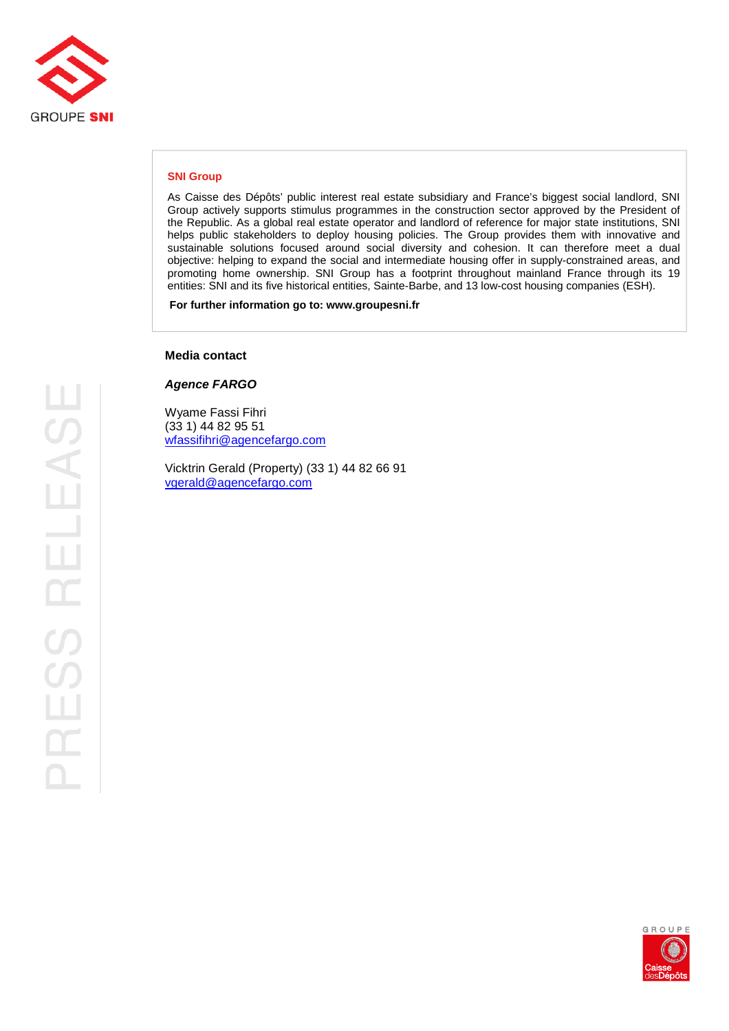**SNI Group**

As Caisse des Dépôts' public interest real estate subsidiary and France's biggest social landlord, SNI Group actively supports stimulus programmes in the construction sector approved by the President of the Republic. As a global real estate operator and landlord of reference for major state institutions, SNI helps public stakeholders to deploy housing policies. The Group provides them with innovative and sustainable solutions focused around social diversity and cohesion. It can therefore meet a dual objective: helping to expand the social and intermediate housing offer in supply-constrained areas, and promoting home ownership. SNI Group has a footprint throughout mainland France through its 19 entities: SNI and its five historical entities, Sainte-Barbe, and 13 low-cost housing companies (ESH).

**For further information go to: www.groupesni.fr**

**Media contact**

***Agence FARGO***

Wyame Fassi Fihri
(33 1) 44 82 95 51
wfassifihri@agencefargo.com

Vicktrin Gerald (Property) (33 1) 44 82 66 91
vgerald@agencefargo.com